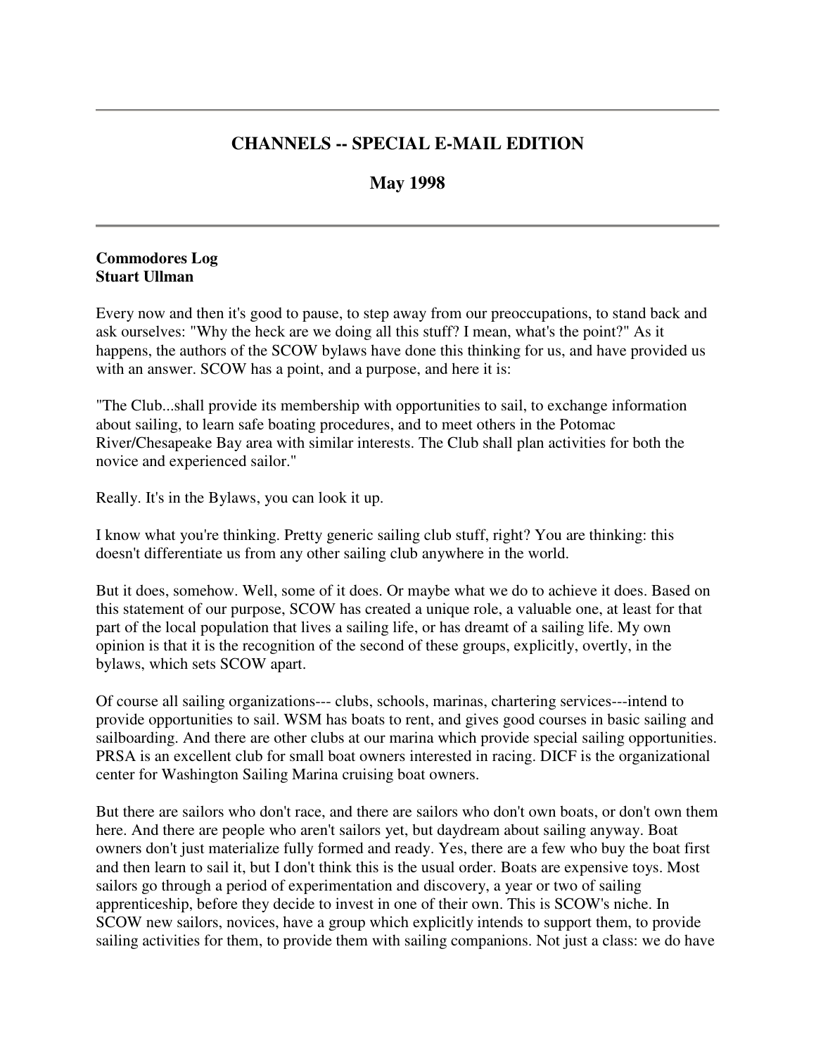---

# CHANNELS -- SPECIAL E-MAIL EDITION

## May 1998

---

**Commodores Log**
**Stuart Ullman**

Every now and then it's good to pause, to step away from our preoccupations, to stand back and ask ourselves: "Why the heck are we doing all this stuff? I mean, what's the point?" As it happens, the authors of the SCOW bylaws have done this thinking for us, and have provided us with an answer. SCOW has a point, and a purpose, and here it is:

"The Club...shall provide its membership with opportunities to sail, to exchange information about sailing, to learn safe boating procedures, and to meet others in the Potomac River/Chesapeake Bay area with similar interests. The Club shall plan activities for both the novice and experienced sailor."

Really. It's in the Bylaws, you can look it up.

I know what you're thinking. Pretty generic sailing club stuff, right? You are thinking: this doesn't differentiate us from any other sailing club anywhere in the world.

But it does, somehow. Well, some of it does. Or maybe what we do to achieve it does. Based on this statement of our purpose, SCOW has created a unique role, a valuable one, at least for that part of the local population that lives a sailing life, or has dreamt of a sailing life. My own opinion is that it is the recognition of the second of these groups, explicitly, overtly, in the bylaws, which sets SCOW apart.

Of course all sailing organizations--- clubs, schools, marinas, chartering services---intend to provide opportunities to sail. WSM has boats to rent, and gives good courses in basic sailing and sailboarding. And there are other clubs at our marina which provide special sailing opportunities. PRSA is an excellent club for small boat owners interested in racing. DICF is the organizational center for Washington Sailing Marina cruising boat owners.

But there are sailors who don't race, and there are sailors who don't own boats, or don't own them here. And there are people who aren't sailors yet, but daydream about sailing anyway. Boat owners don't just materialize fully formed and ready. Yes, there are a few who buy the boat first and then learn to sail it, but I don't think this is the usual order. Boats are expensive toys. Most sailors go through a period of experimentation and discovery, a year or two of sailing apprenticeship, before they decide to invest in one of their own. This is SCOW's niche. In SCOW new sailors, novices, have a group which explicitly intends to support them, to provide sailing activities for them, to provide them with sailing companions. Not just a class: we do have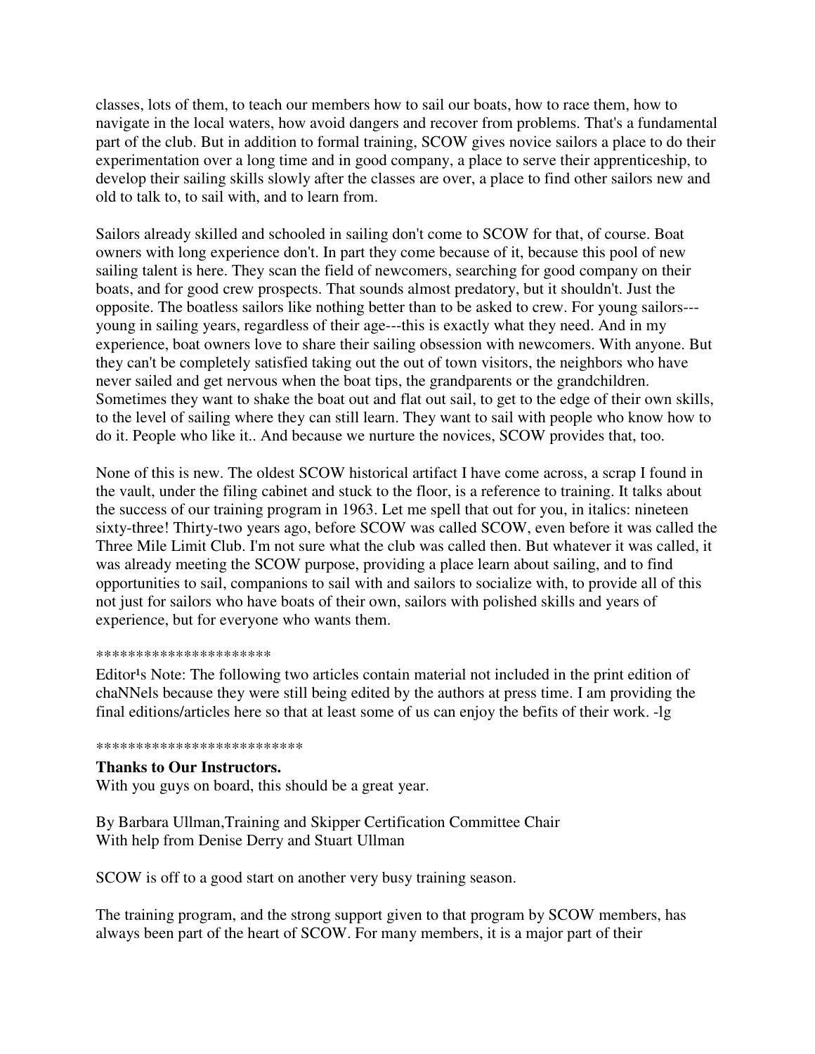classes, lots of them, to teach our members how to sail our boats, how to race them, how to navigate in the local waters, how avoid dangers and recover from problems. That's a fundamental part of the club. But in addition to formal training, SCOW gives novice sailors a place to do their experimentation over a long time and in good company, a place to serve their apprenticeship, to develop their sailing skills slowly after the classes are over, a place to find other sailors new and old to talk to, to sail with, and to learn from.

Sailors already skilled and schooled in sailing don't come to SCOW for that, of course. Boat owners with long experience don't. In part they come because of it, because this pool of new sailing talent is here. They scan the field of newcomers, searching for good company on their boats, and for good crew prospects. That sounds almost predatory, but it shouldn't. Just the opposite. The boatless sailors like nothing better than to be asked to crew. For young sailors---young in sailing years, regardless of their age---this is exactly what they need. And in my experience, boat owners love to share their sailing obsession with newcomers. With anyone. But they can't be completely satisfied taking out the out of town visitors, the neighbors who have never sailed and get nervous when the boat tips, the grandparents or the grandchildren. Sometimes they want to shake the boat out and flat out sail, to get to the edge of their own skills, to the level of sailing where they can still learn. They want to sail with people who know how to do it. People who like it.. And because we nurture the novices, SCOW provides that, too.

None of this is new. The oldest SCOW historical artifact I have come across, a scrap I found in the vault, under the filing cabinet and stuck to the floor, is a reference to training. It talks about the success of our training program in 1963. Let me spell that out for you, in italics: nineteen sixty-three! Thirty-two years ago, before SCOW was called SCOW, even before it was called the Three Mile Limit Club. I'm not sure what the club was called then. But whatever it was called, it was already meeting the SCOW purpose, providing a place learn about sailing, and to find opportunities to sail, companions to sail with and sailors to socialize with, to provide all of this not just for sailors who have boats of their own, sailors with polished skills and years of experience, but for everyone who wants them.

**********************

Editor¹s Note: The following two articles contain material not included in the print edition of chaNNels because they were still being edited by the authors at press time. I am providing the final editions/articles here so that at least some of us can enjoy the befits of their work. -lg

**************************

**Thanks to Our Instructors.**
With you guys on board, this should be a great year.

By Barbara Ullman,Training and Skipper Certification Committee Chair
With help from Denise Derry and Stuart Ullman

SCOW is off to a good start on another very busy training season.

The training program, and the strong support given to that program by SCOW members, has always been part of the heart of SCOW. For many members, it is a major part of their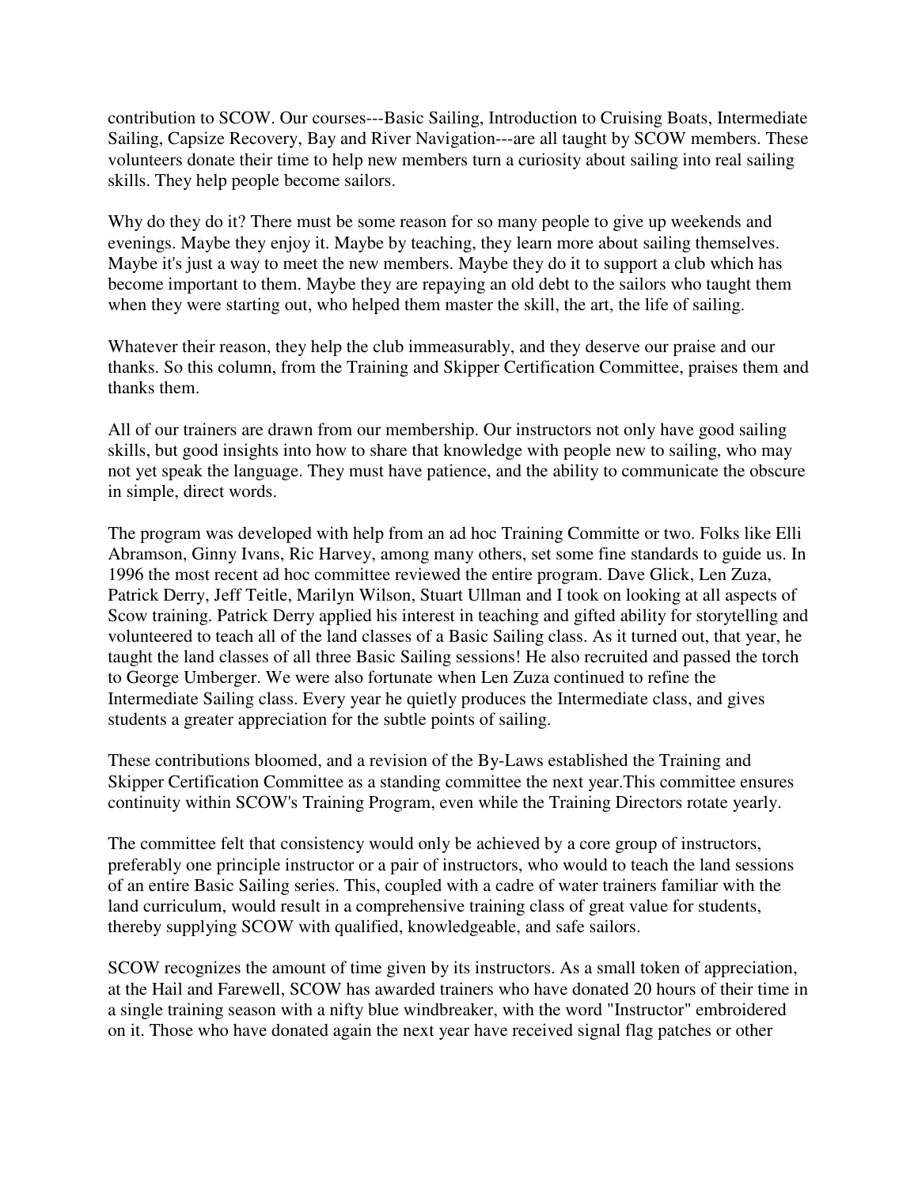contribution to SCOW. Our courses---Basic Sailing, Introduction to Cruising Boats, Intermediate Sailing, Capsize Recovery, Bay and River Navigation---are all taught by SCOW members. These volunteers donate their time to help new members turn a curiosity about sailing into real sailing skills. They help people become sailors.

Why do they do it? There must be some reason for so many people to give up weekends and evenings. Maybe they enjoy it. Maybe by teaching, they learn more about sailing themselves. Maybe it's just a way to meet the new members. Maybe they do it to support a club which has become important to them. Maybe they are repaying an old debt to the sailors who taught them when they were starting out, who helped them master the skill, the art, the life of sailing.

Whatever their reason, they help the club immeasurably, and they deserve our praise and our thanks. So this column, from the Training and Skipper Certification Committee, praises them and thanks them.

All of our trainers are drawn from our membership. Our instructors not only have good sailing skills, but good insights into how to share that knowledge with people new to sailing, who may not yet speak the language. They must have patience, and the ability to communicate the obscure in simple, direct words.

The program was developed with help from an ad hoc Training Committe or two. Folks like Elli Abramson, Ginny Ivans, Ric Harvey, among many others, set some fine standards to guide us. In 1996 the most recent ad hoc committee reviewed the entire program. Dave Glick, Len Zuza, Patrick Derry, Jeff Teitle, Marilyn Wilson, Stuart Ullman and I took on looking at all aspects of Scow training. Patrick Derry applied his interest in teaching and gifted ability for storytelling and volunteered to teach all of the land classes of a Basic Sailing class. As it turned out, that year, he taught the land classes of all three Basic Sailing sessions! He also recruited and passed the torch to George Umberger. We were also fortunate when Len Zuza continued to refine the Intermediate Sailing class. Every year he quietly produces the Intermediate class, and gives students a greater appreciation for the subtle points of sailing.

These contributions bloomed, and a revision of the By-Laws established the Training and Skipper Certification Committee as a standing committee the next year.This committee ensures continuity within SCOW's Training Program, even while the Training Directors rotate yearly.

The committee felt that consistency would only be achieved by a core group of instructors, preferably one principle instructor or a pair of instructors, who would to teach the land sessions of an entire Basic Sailing series. This, coupled with a cadre of water trainers familiar with the land curriculum, would result in a comprehensive training class of great value for students, thereby supplying SCOW with qualified, knowledgeable, and safe sailors.

SCOW recognizes the amount of time given by its instructors. As a small token of appreciation, at the Hail and Farewell, SCOW has awarded trainers who have donated 20 hours of their time in a single training season with a nifty blue windbreaker, with the word "Instructor" embroidered on it. Those who have donated again the next year have received signal flag patches or other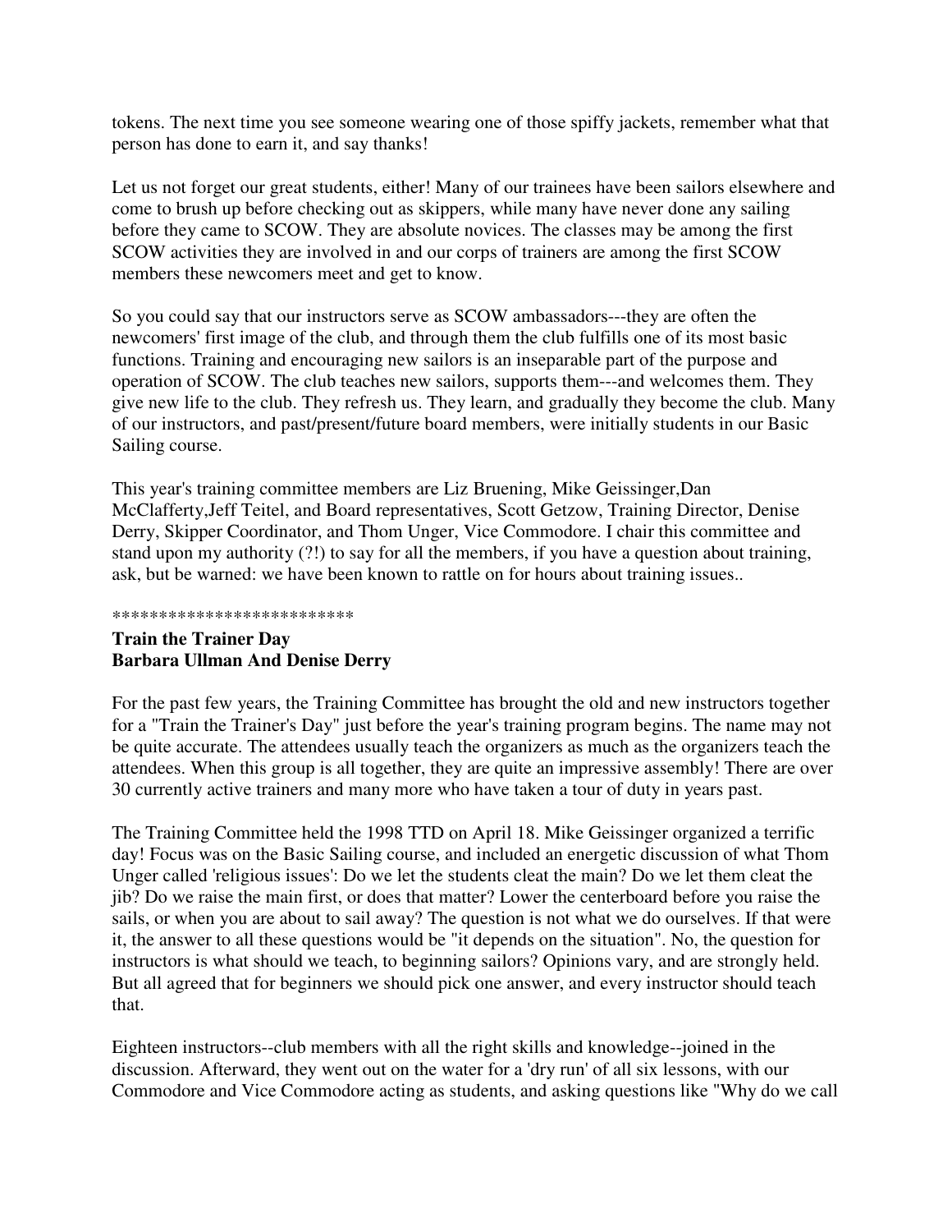tokens. The next time you see someone wearing one of those spiffy jackets, remember what that person has done to earn it, and say thanks!

Let us not forget our great students, either! Many of our trainees have been sailors elsewhere and come to brush up before checking out as skippers, while many have never done any sailing before they came to SCOW. They are absolute novices. The classes may be among the first SCOW activities they are involved in and our corps of trainers are among the first SCOW members these newcomers meet and get to know.

So you could say that our instructors serve as SCOW ambassadors---they are often the newcomers' first image of the club, and through them the club fulfills one of its most basic functions. Training and encouraging new sailors is an inseparable part of the purpose and operation of SCOW. The club teaches new sailors, supports them---and welcomes them. They give new life to the club. They refresh us. They learn, and gradually they become the club. Many of our instructors, and past/present/future board members, were initially students in our Basic Sailing course.

This year's training committee members are Liz Bruening, Mike Geissinger,Dan McClafferty,Jeff Teitel, and Board representatives, Scott Getzow, Training Director, Denise Derry, Skipper Coordinator, and Thom Unger, Vice Commodore. I chair this committee and stand upon my authority (?!) to say for all the members, if you have a question about training, ask, but be warned: we have been known to rattle on for hours about training issues..

*************************

**Train the Trainer Day**
**Barbara Ullman And Denise Derry**

For the past few years, the Training Committee has brought the old and new instructors together for a "Train the Trainer's Day" just before the year's training program begins. The name may not be quite accurate. The attendees usually teach the organizers as much as the organizers teach the attendees. When this group is all together, they are quite an impressive assembly! There are over 30 currently active trainers and many more who have taken a tour of duty in years past.

The Training Committee held the 1998 TTD on April 18. Mike Geissinger organized a terrific day! Focus was on the Basic Sailing course, and included an energetic discussion of what Thom Unger called 'religious issues': Do we let the students cleat the main? Do we let them cleat the jib? Do we raise the main first, or does that matter? Lower the centerboard before you raise the sails, or when you are about to sail away? The question is not what we do ourselves. If that were it, the answer to all these questions would be "it depends on the situation". No, the question for instructors is what should we teach, to beginning sailors? Opinions vary, and are strongly held. But all agreed that for beginners we should pick one answer, and every instructor should teach that.

Eighteen instructors--club members with all the right skills and knowledge--joined in the discussion. Afterward, they went out on the water for a 'dry run' of all six lessons, with our Commodore and Vice Commodore acting as students, and asking questions like "Why do we call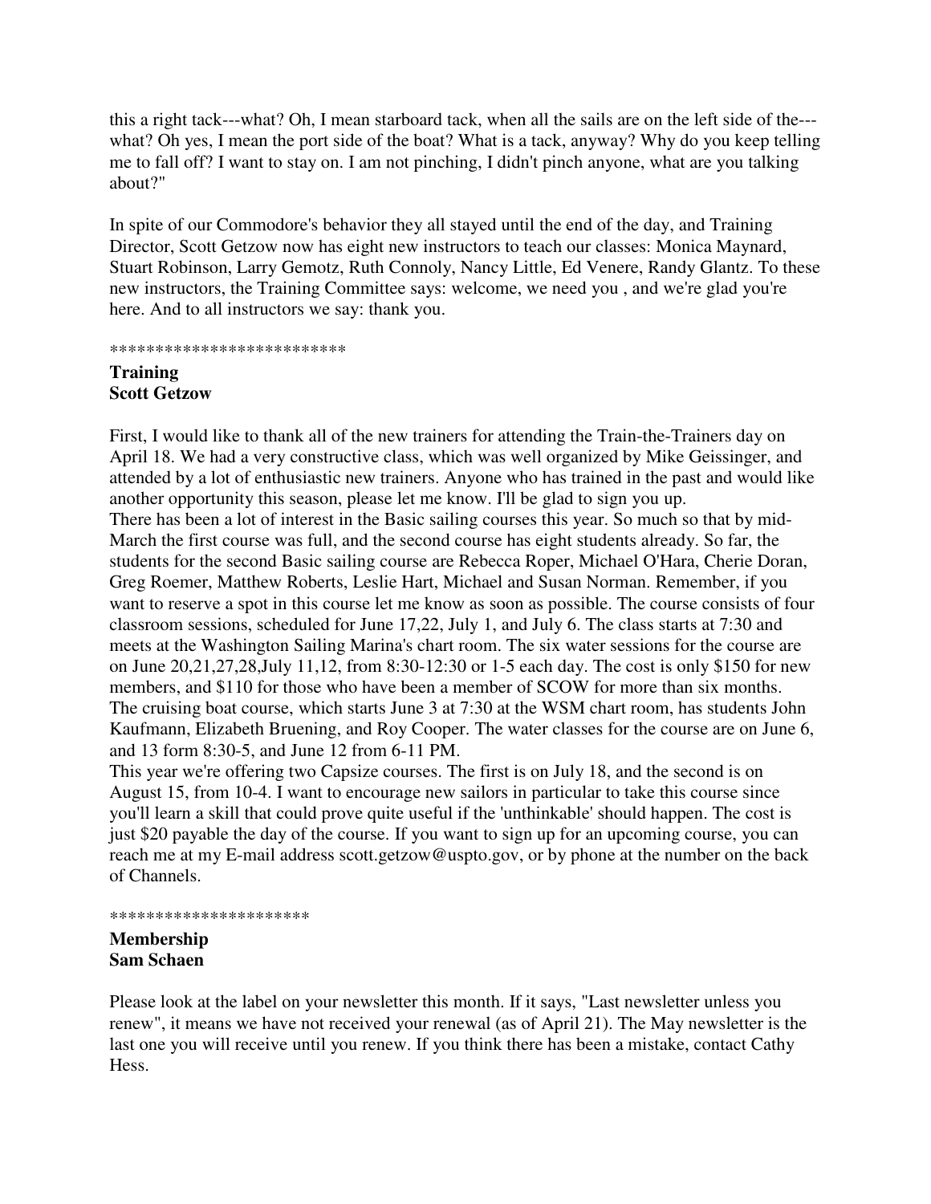this a right tack---what? Oh, I mean starboard tack, when all the sails are on the left side of the---what? Oh yes, I mean the port side of the boat? What is a tack, anyway? Why do you keep telling me to fall off? I want to stay on. I am not pinching, I didn't pinch anyone, what are you talking about?"

In spite of our Commodore's behavior they all stayed until the end of the day, and Training Director, Scott Getzow now has eight new instructors to teach our classes: Monica Maynard, Stuart Robinson, Larry Gemotz, Ruth Connoly, Nancy Little, Ed Venere, Randy Glantz. To these new instructors, the Training Committee says: welcome, we need you , and we're glad you're here. And to all instructors we say: thank you.

**************************

**Training**
**Scott Getzow**

First, I would like to thank all of the new trainers for attending the Train-the-Trainers day on April 18. We had a very constructive class, which was well organized by Mike Geissinger, and attended by a lot of enthusiastic new trainers. Anyone who has trained in the past and would like another opportunity this season, please let me know. I'll be glad to sign you up.
There has been a lot of interest in the Basic sailing courses this year. So much so that by mid-March the first course was full, and the second course has eight students already. So far, the students for the second Basic sailing course are Rebecca Roper, Michael O'Hara, Cherie Doran, Greg Roemer, Matthew Roberts, Leslie Hart, Michael and Susan Norman. Remember, if you want to reserve a spot in this course let me know as soon as possible. The course consists of four classroom sessions, scheduled for June 17,22, July 1, and July 6. The class starts at 7:30 and meets at the Washington Sailing Marina's chart room. The six water sessions for the course are on June 20,21,27,28,July 11,12, from 8:30-12:30 or 1-5 each day. The cost is only $150 for new members, and $110 for those who have been a member of SCOW for more than six months.
The cruising boat course, which starts June 3 at 7:30 at the WSM chart room, has students John Kaufmann, Elizabeth Bruening, and Roy Cooper. The water classes for the course are on June 6, and 13 form 8:30-5, and June 12 from 6-11 PM.
This year we're offering two Capsize courses. The first is on July 18, and the second is on August 15, from 10-4. I want to encourage new sailors in particular to take this course since you'll learn a skill that could prove quite useful if the 'unthinkable' should happen. The cost is just $20 payable the day of the course. If you want to sign up for an upcoming course, you can reach me at my E-mail address scott.getzow@uspto.gov, or by phone at the number on the back of Channels.

**********************

**Membership**
**Sam Schaen**

Please look at the label on your newsletter this month. If it says, "Last newsletter unless you renew", it means we have not received your renewal (as of April 21). The May newsletter is the last one you will receive until you renew. If you think there has been a mistake, contact Cathy Hess.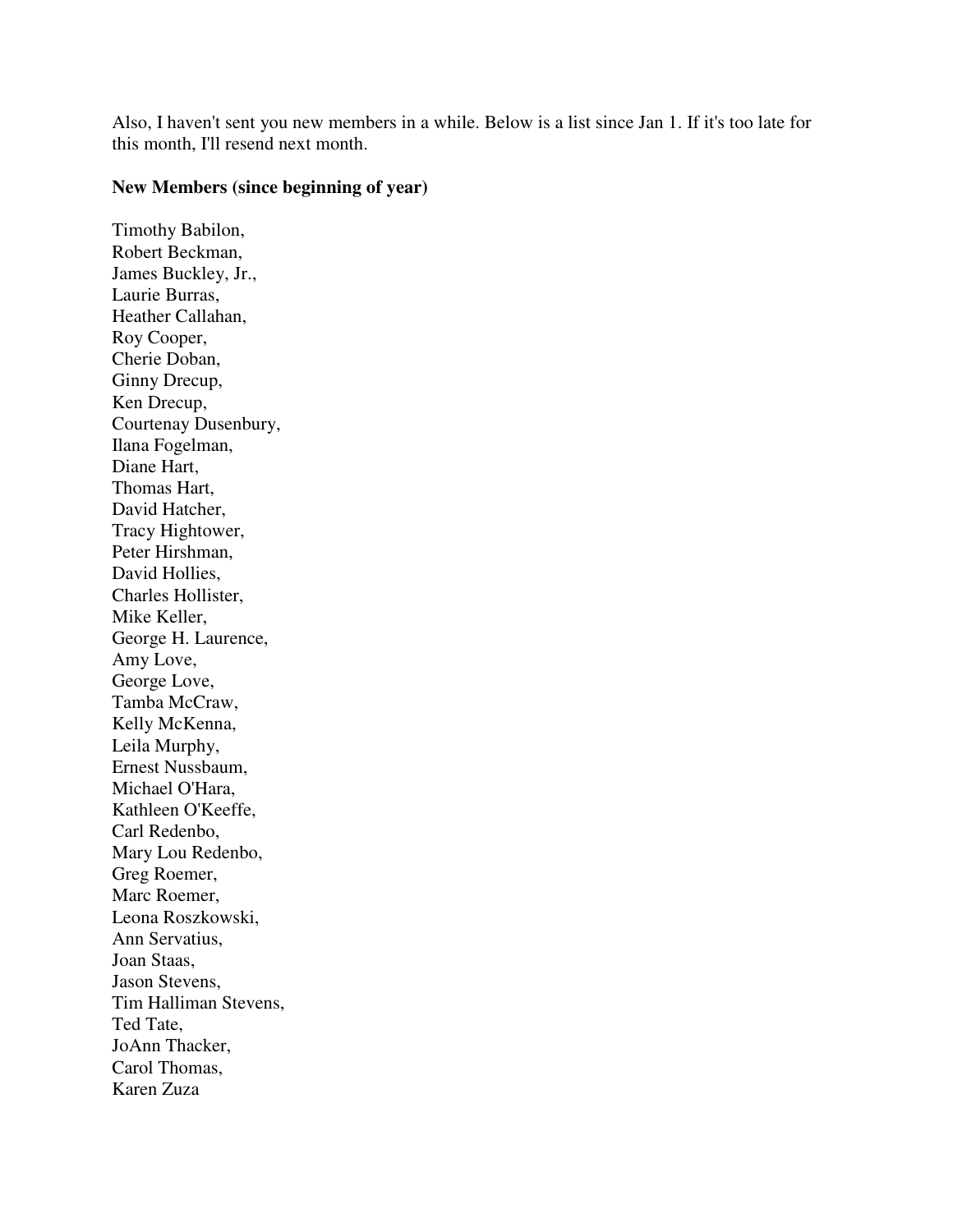Also, I haven't sent you new members in a while. Below is a list since Jan 1. If it's too late for this month, I'll resend next month.

**New Members (since beginning of year)**

Timothy Babilon,
Robert Beckman,
James Buckley, Jr.,
Laurie Burras,
Heather Callahan,
Roy Cooper,
Cherie Doban,
Ginny Drecup,
Ken Drecup,
Courtenay Dusenbury,
Ilana Fogelman,
Diane Hart,
Thomas Hart,
David Hatcher,
Tracy Hightower,
Peter Hirshman,
David Hollies,
Charles Hollister,
Mike Keller,
George H. Laurence,
Amy Love,
George Love,
Tamba McCraw,
Kelly McKenna,
Leila Murphy,
Ernest Nussbaum,
Michael O'Hara,
Kathleen O'Keeffe,
Carl Redenbo,
Mary Lou Redenbo,
Greg Roemer,
Marc Roemer,
Leona Roszkowski,
Ann Servatius,
Joan Staas,
Jason Stevens,
Tim Halliman Stevens,
Ted Tate,
JoAnn Thacker,
Carol Thomas,
Karen Zuza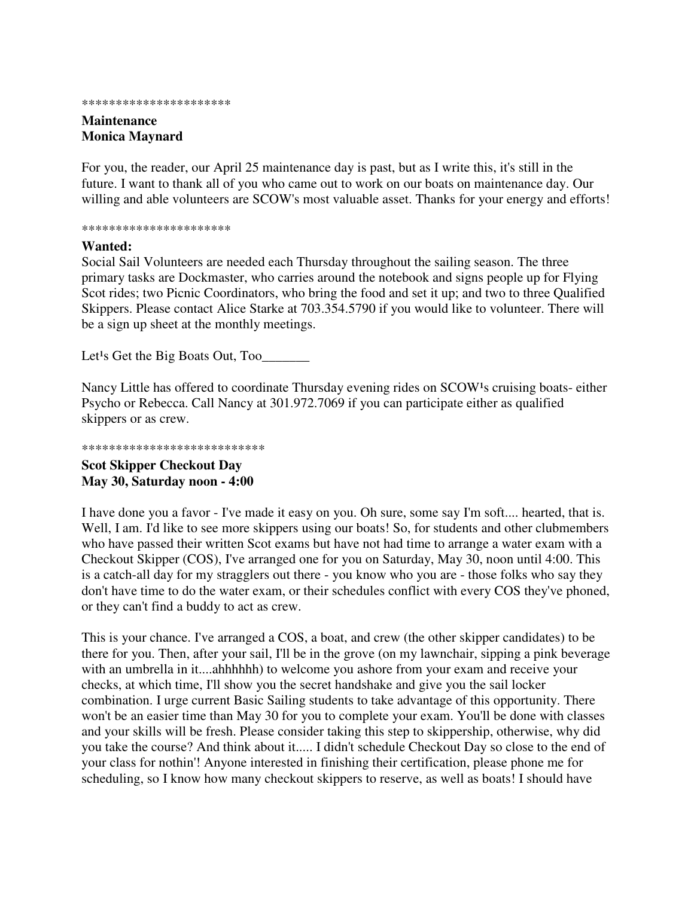**********************

**Maintenance**
**Monica Maynard**

For you, the reader, our April 25 maintenance day is past, but as I write this, it's still in the future. I want to thank all of you who came out to work on our boats on maintenance day. Our willing and able volunteers are SCOW's most valuable asset. Thanks for your energy and efforts!

**********************

**Wanted:**
Social Sail Volunteers are needed each Thursday throughout the sailing season. The three primary tasks are Dockmaster, who carries around the notebook and signs people up for Flying Scot rides; two Picnic Coordinators, who bring the food and set it up; and two to three Qualified Skippers. Please contact Alice Starke at 703.354.5790 if you would like to volunteer. There will be a sign up sheet at the monthly meetings.

Let¹s Get the Big Boats Out, Too_______

Nancy Little has offered to coordinate Thursday evening rides on SCOW¹s cruising boats- either Psycho or Rebecca. Call Nancy at 301.972.7069 if you can participate either as qualified skippers or as crew.

***************************

**Scot Skipper Checkout Day**
**May 30, Saturday noon - 4:00**

I have done you a favor - I've made it easy on you. Oh sure, some say I'm soft.... hearted, that is. Well, I am. I'd like to see more skippers using our boats! So, for students and other clubmembers who have passed their written Scot exams but have not had time to arrange a water exam with a Checkout Skipper (COS), I've arranged one for you on Saturday, May 30, noon until 4:00. This is a catch-all day for my stragglers out there - you know who you are - those folks who say they don't have time to do the water exam, or their schedules conflict with every COS they've phoned, or they can't find a buddy to act as crew.

This is your chance. I've arranged a COS, a boat, and crew (the other skipper candidates) to be there for you. Then, after your sail, I'll be in the grove (on my lawnchair, sipping a pink beverage with an umbrella in it....ahhhhhh) to welcome you ashore from your exam and receive your checks, at which time, I'll show you the secret handshake and give you the sail locker combination. I urge current Basic Sailing students to take advantage of this opportunity. There won't be an easier time than May 30 for you to complete your exam. You'll be done with classes and your skills will be fresh. Please consider taking this step to skippership, otherwise, why did you take the course? And think about it..... I didn't schedule Checkout Day so close to the end of your class for nothin'! Anyone interested in finishing their certification, please phone me for scheduling, so I know how many checkout skippers to reserve, as well as boats! I should have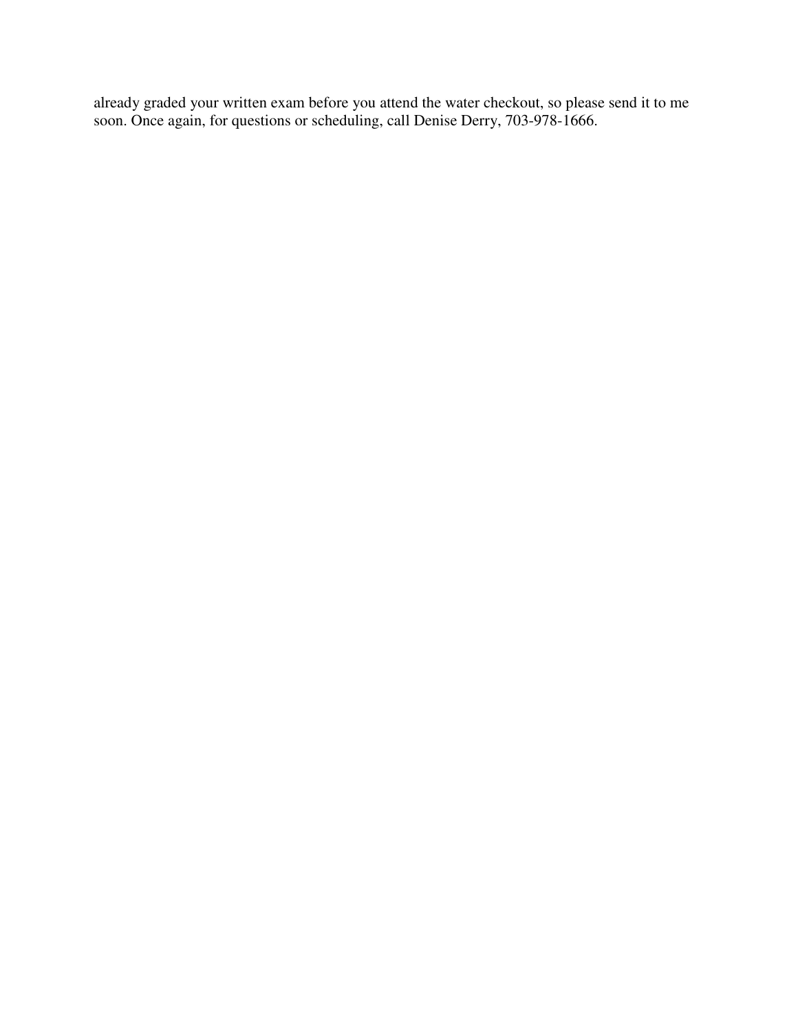already graded your written exam before you attend the water checkout, so please send it to me soon. Once again, for questions or scheduling, call Denise Derry, 703-978-1666.